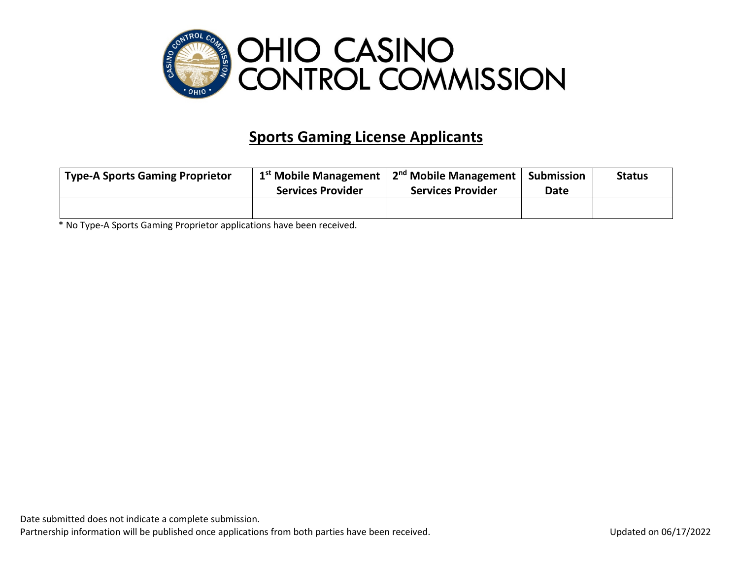# OHIO CASINO CONTROL COMMISSION

## Sports Gaming License Applicants

| Type-A Sports Gaming Proprietor | 1st Mobile Management Services Provider | 2nd Mobile Management Services Provider | Submission Date | Status |
|---|---|---|---|---|
| | | | | |

* No Type-A Sports Gaming Proprietor applications have been received.

Date submitted does not indicate a complete submission.
Partnership information will be published once applications from both parties have been received.

Updated on 06/17/2022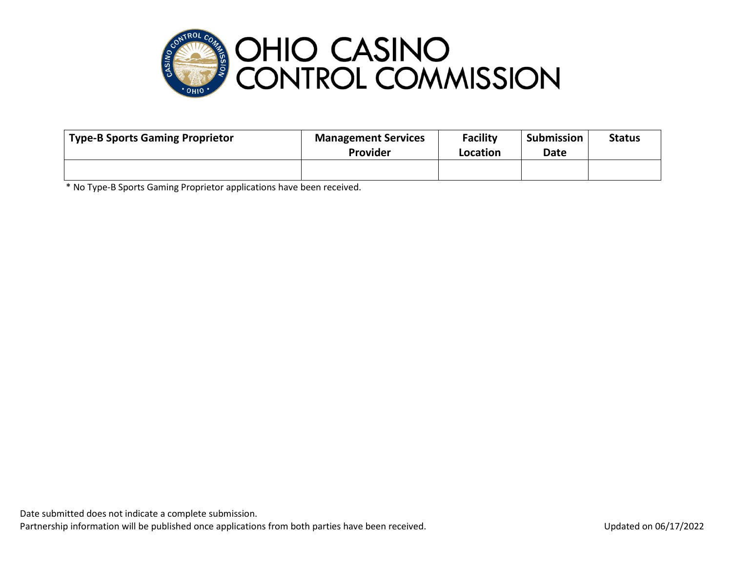# OHIO CASINO CONTROL COMMISSION

| Type-B Sports Gaming Proprietor | Management Services Provider | Facility Location | Submission Date | Status |
|---|---|---|---|---|
| | | | | |

* No Type-B Sports Gaming Proprietor applications have been received.

Date submitted does not indicate a complete submission.

Partnership information will be published once applications from both parties have been received.

Updated on 06/17/2022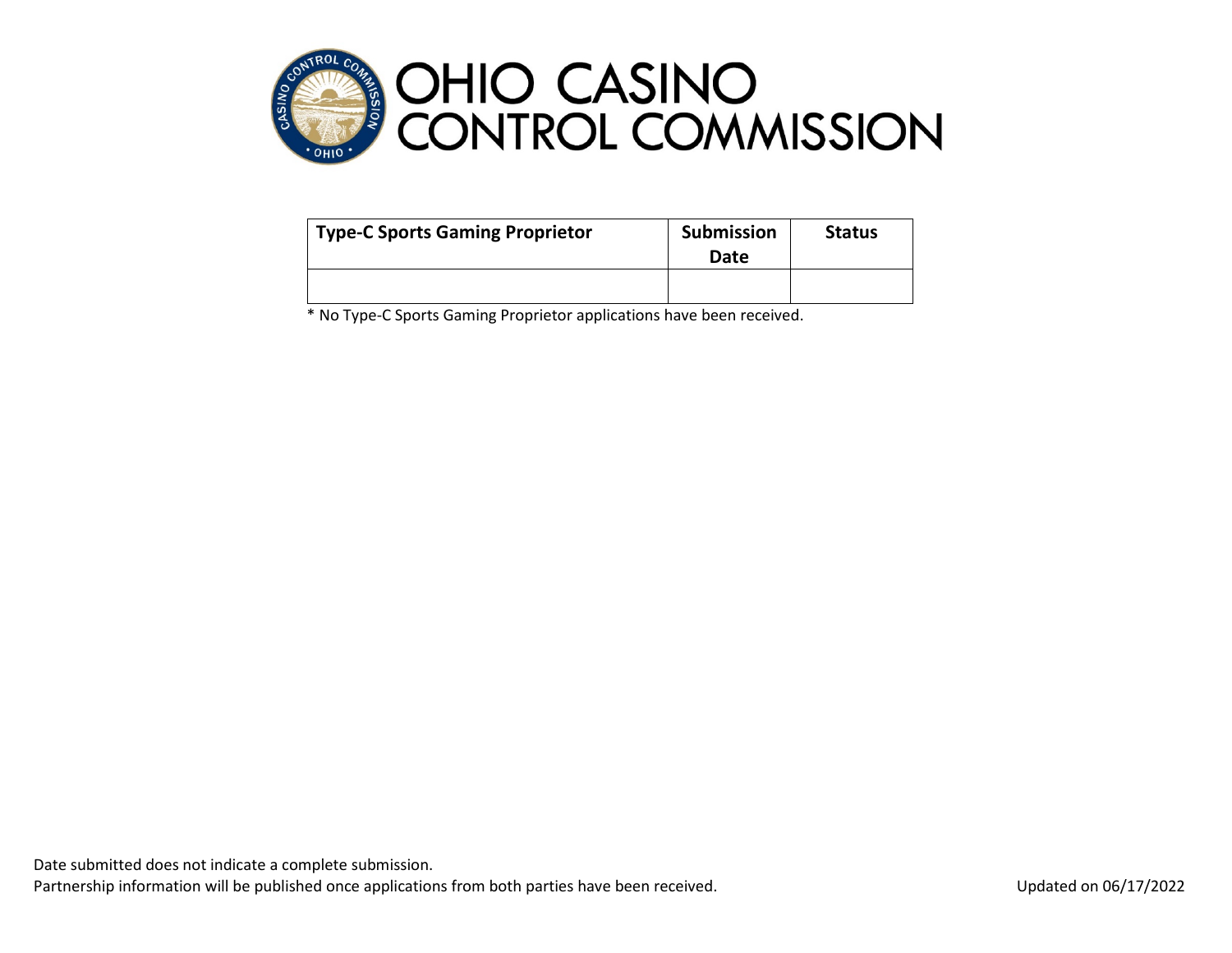# OHIO CASINO CONTROL COMMISSION

| Type-C Sports Gaming Proprietor | Submission Date | Status |
| --- | --- | --- |
| | | |

* No Type-C Sports Gaming Proprietor applications have been received.

Date submitted does not indicate a complete submission.
Partnership information will be published once applications from both parties have been received.

Updated on 06/17/2022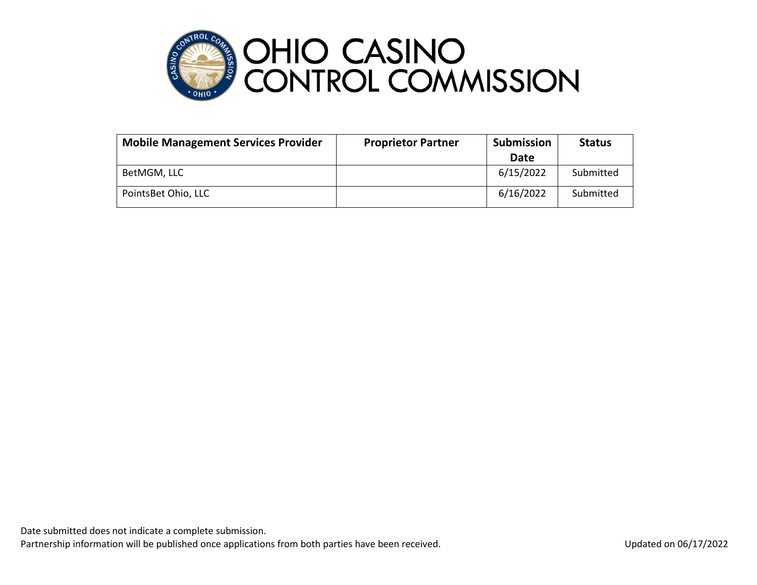# OHIO CASINO CONTROL COMMISSION

| Mobile Management Services Provider | Proprietor Partner | Submission Date | Status |
|---|---|---|---|
| BetMGM, LLC | | 6/15/2022 | Submitted |
| PointsBet Ohio, LLC | | 6/16/2022 | Submitted |

Date submitted does not indicate a complete submission.
Partnership information will be published once applications from both parties have been received.

Updated on 06/17/2022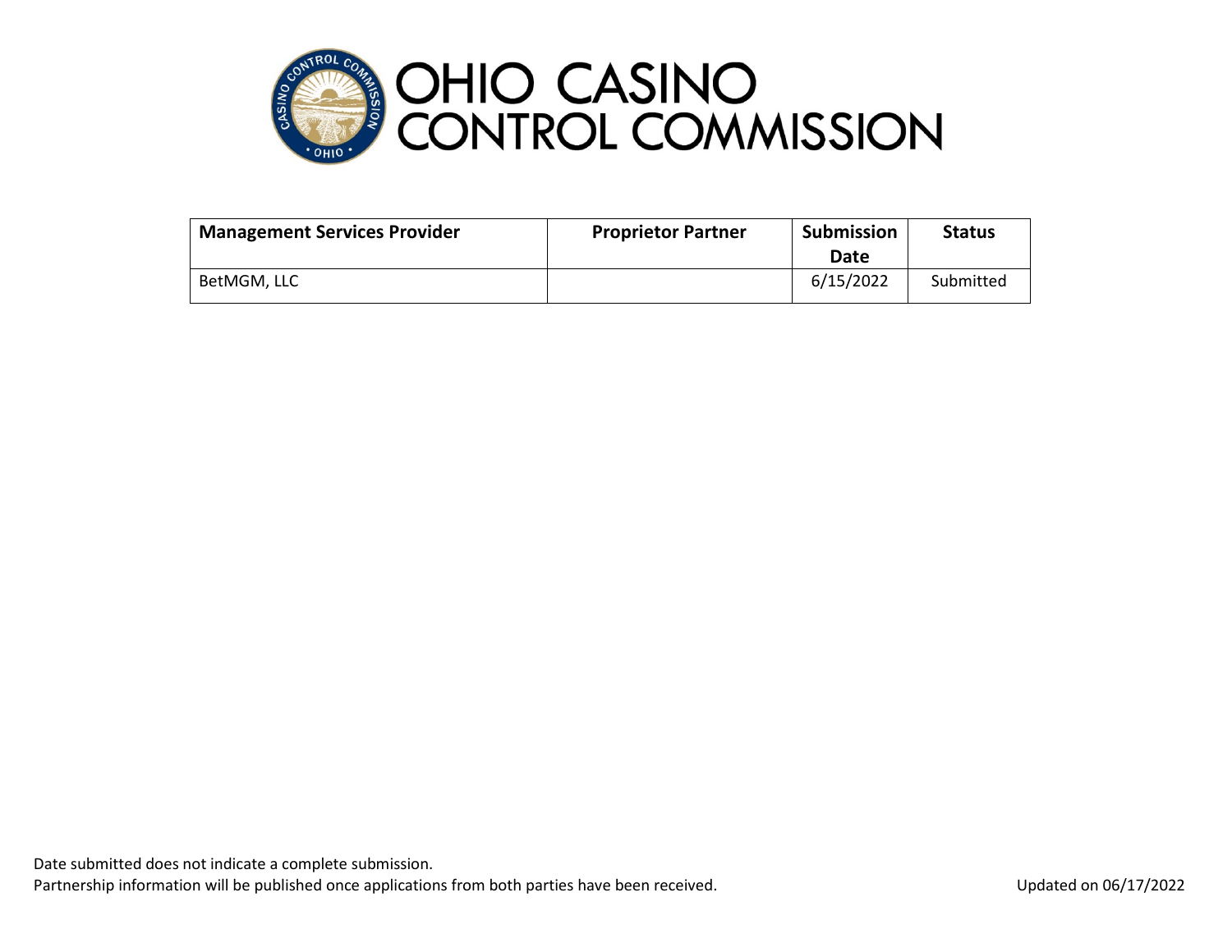# OHIO CASINO CONTROL COMMISSION

| Management Services Provider | Proprietor Partner | Submission Date | Status |
|---|---|---|---|
| BetMGM, LLC | | 6/15/2022 | Submitted |

Date submitted does not indicate a complete submission.

Partnership information will be published once applications from both parties have been received.

Updated on 06/17/2022